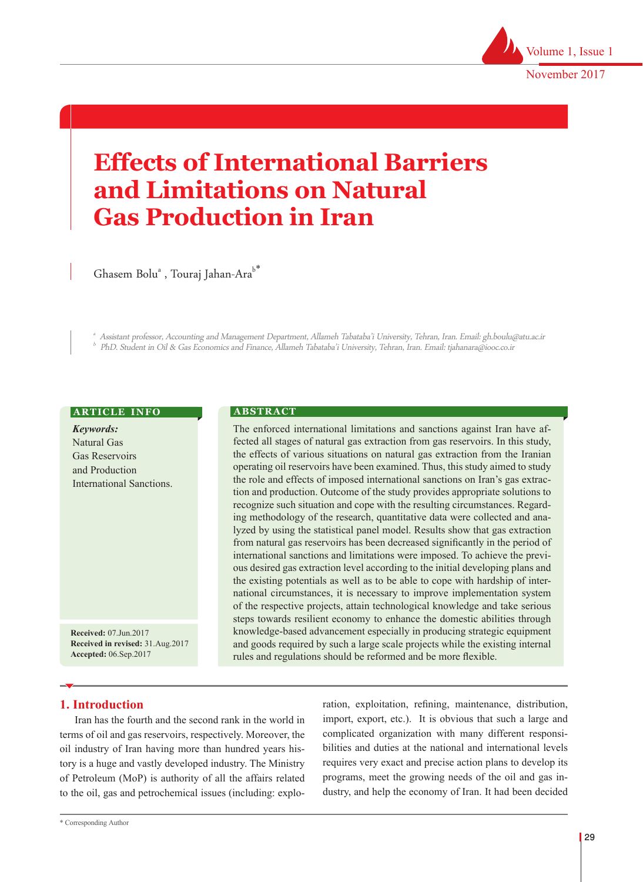# Effects of International Barriers and Limitations on Natural Gas Production in Iran

Ghasem Bolu[a], Touraj Jahan-Ara[b]*

[a] Assistant professor, Accounting and Management Department, Allameh Tabataba'i University, Tehran, Iran. Email: gh.boulu@atu.ac.ir
[b] PhD. Student in Oil & Gas Economics and Finance, Allameh Tabataba'i University, Tehran, Iran. Email: tjahanara@iooc.co.ir

**ARTICLE INFO**

***Keywords:***
Natural Gas
Gas Reservoirs
and Production
International Sanctions.

**Received:** 07.Jun.2017
**Received in revised:** 31.Aug.2017
**Accepted:** 06.Sep.2017

**ABSTRACT**

The enforced international limitations and sanctions against Iran have affected all stages of natural gas extraction from gas reservoirs. In this study, the effects of various situations on natural gas extraction from the Iranian operating oil reservoirs have been examined. Thus, this study aimed to study the role and effects of imposed international sanctions on Iran's gas extraction and production. Outcome of the study provides appropriate solutions to recognize such situation and cope with the resulting circumstances. Regarding methodology of the research, quantitative data were collected and analyzed by using the statistical panel model. Results show that gas extraction from natural gas reservoirs has been decreased significantly in the period of international sanctions and limitations were imposed. To achieve the previous desired gas extraction level according to the initial developing plans and the existing potentials as well as to be able to cope with hardship of international circumstances, it is necessary to improve implementation system of the respective projects, attain technological knowledge and take serious steps towards resilient economy to enhance the domestic abilities through knowledge-based advancement especially in producing strategic equipment and goods required by such a large scale projects while the existing internal rules and regulations should be reformed and be more flexible.

## 1. Introduction

Iran has the fourth and the second rank in the world in terms of oil and gas reservoirs, respectively. Moreover, the oil industry of Iran having more than hundred years history is a huge and vastly developed industry. The Ministry of Petroleum (MoP) is authority of all the affairs related to the oil, gas and petrochemical issues (including: exploration, exploitation, refining, maintenance, distribution, import, export, etc.). It is obvious that such a large and complicated organization with many different responsibilities and duties at the national and international levels requires very exact and precise action plans to develop its programs, meet the growing needs of the oil and gas industry, and help the economy of Iran. It had been decided

\* Corresponding Author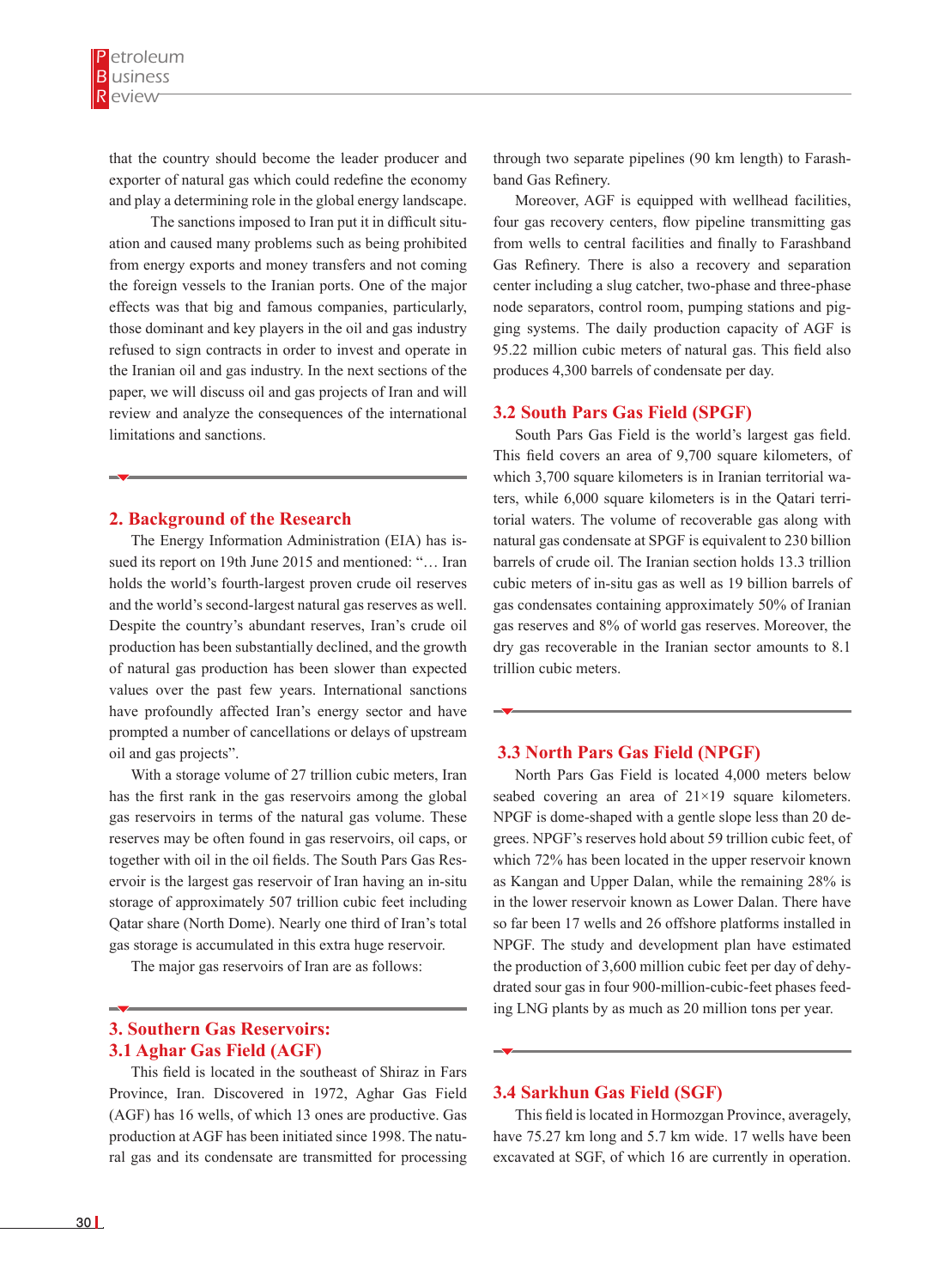that the country should become the leader producer and exporter of natural gas which could redefine the economy and play a determining role in the global energy landscape.

The sanctions imposed to Iran put it in difficult situation and caused many problems such as being prohibited from energy exports and money transfers and not coming the foreign vessels to the Iranian ports. One of the major effects was that big and famous companies, particularly, those dominant and key players in the oil and gas industry refused to sign contracts in order to invest and operate in the Iranian oil and gas industry. In the next sections of the paper, we will discuss oil and gas projects of Iran and will review and analyze the consequences of the international limitations and sanctions.

## 2. Background of the Research

The Energy Information Administration (EIA) has issued its report on 19th June 2015 and mentioned: "… Iran holds the world's fourth-largest proven crude oil reserves and the world's second-largest natural gas reserves as well. Despite the country's abundant reserves, Iran's crude oil production has been substantially declined, and the growth of natural gas production has been slower than expected values over the past few years. International sanctions have profoundly affected Iran's energy sector and have prompted a number of cancellations or delays of upstream oil and gas projects".

With a storage volume of 27 trillion cubic meters, Iran has the first rank in the gas reservoirs among the global gas reservoirs in terms of the natural gas volume. These reserves may be often found in gas reservoirs, oil caps, or together with oil in the oil fields. The South Pars Gas Reservoir is the largest gas reservoir of Iran having an in-situ storage of approximately 507 trillion cubic feet including Qatar share (North Dome). Nearly one third of Iran's total gas storage is accumulated in this extra huge reservoir.

The major gas reservoirs of Iran are as follows:

## 3. Southern Gas Reservoirs:

### 3.1 Aghar Gas Field (AGF)

This field is located in the southeast of Shiraz in Fars Province, Iran. Discovered in 1972, Aghar Gas Field (AGF) has 16 wells, of which 13 ones are productive. Gas production at AGF has been initiated since 1998. The natural gas and its condensate are transmitted for processing through two separate pipelines (90 km length) to Farashband Gas Refinery.

Moreover, AGF is equipped with wellhead facilities, four gas recovery centers, flow pipeline transmitting gas from wells to central facilities and finally to Farashband Gas Refinery. There is also a recovery and separation center including a slug catcher, two-phase and three-phase node separators, control room, pumping stations and pigging systems. The daily production capacity of AGF is 95.22 million cubic meters of natural gas. This field also produces 4,300 barrels of condensate per day.

### 3.2 South Pars Gas Field (SPGF)

South Pars Gas Field is the world's largest gas field. This field covers an area of 9,700 square kilometers, of which 3,700 square kilometers is in Iranian territorial waters, while 6,000 square kilometers is in the Qatari territorial waters. The volume of recoverable gas along with natural gas condensate at SPGF is equivalent to 230 billion barrels of crude oil. The Iranian section holds 13.3 trillion cubic meters of in-situ gas as well as 19 billion barrels of gas condensates containing approximately 50% of Iranian gas reserves and 8% of world gas reserves. Moreover, the dry gas recoverable in the Iranian sector amounts to 8.1 trillion cubic meters.

### 3.3 North Pars Gas Field (NPGF)

North Pars Gas Field is located 4,000 meters below seabed covering an area of 21×19 square kilometers. NPGF is dome-shaped with a gentle slope less than 20 degrees. NPGF's reserves hold about 59 trillion cubic feet, of which 72% has been located in the upper reservoir known as Kangan and Upper Dalan, while the remaining 28% is in the lower reservoir known as Lower Dalan. There have so far been 17 wells and 26 offshore platforms installed in NPGF. The study and development plan have estimated the production of 3,600 million cubic feet per day of dehydrated sour gas in four 900-million-cubic-feet phases feeding LNG plants by as much as 20 million tons per year.

### 3.4 Sarkhun Gas Field (SGF)

This field is located in Hormozgan Province, averagely, have 75.27 km long and 5.7 km wide. 17 wells have been excavated at SGF, of which 16 are currently in operation.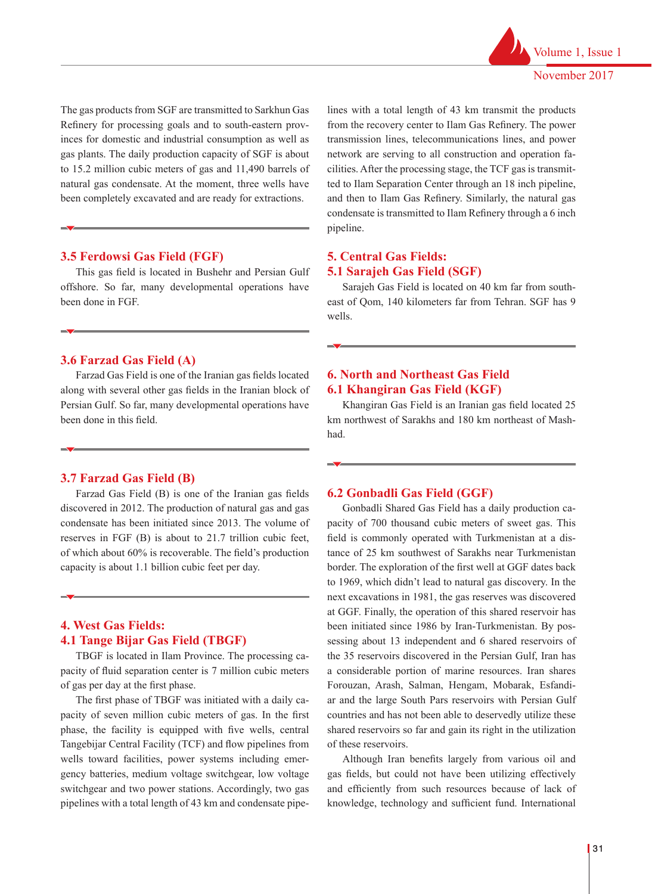The gas products from SGF are transmitted to Sarkhun Gas Refinery for processing goals and to south-eastern provinces for domestic and industrial consumption as well as gas plants. The daily production capacity of SGF is about to 15.2 million cubic meters of gas and 11,490 barrels of natural gas condensate. At the moment, three wells have been completely excavated and are ready for extractions.

### 3.5 Ferdowsi Gas Field (FGF)

This gas field is located in Bushehr and Persian Gulf offshore. So far, many developmental operations have been done in FGF.

### 3.6 Farzad Gas Field (A)

Farzad Gas Field is one of the Iranian gas fields located along with several other gas fields in the Iranian block of Persian Gulf. So far, many developmental operations have been done in this field.

### 3.7 Farzad Gas Field (B)

Farzad Gas Field (B) is one of the Iranian gas fields discovered in 2012. The production of natural gas and gas condensate has been initiated since 2013. The volume of reserves in FGF (B) is about to 21.7 trillion cubic feet, of which about 60% is recoverable. The field's production capacity is about 1.1 billion cubic feet per day.

## 4. West Gas Fields:

### 4.1 Tange Bijar Gas Field (TBGF)

TBGF is located in Ilam Province. The processing capacity of fluid separation center is 7 million cubic meters of gas per day at the first phase.

The first phase of TBGF was initiated with a daily capacity of seven million cubic meters of gas. In the first phase, the facility is equipped with five wells, central Tangebijar Central Facility (TCF) and flow pipelines from wells toward facilities, power systems including emergency batteries, medium voltage switchgear, low voltage switchgear and two power stations. Accordingly, two gas pipelines with a total length of 43 km and condensate pipelines with a total length of 43 km transmit the products from the recovery center to Ilam Gas Refinery. The power transmission lines, telecommunications lines, and power network are serving to all construction and operation facilities. After the processing stage, the TCF gas is transmitted to Ilam Separation Center through an 18 inch pipeline, and then to Ilam Gas Refinery. Similarly, the natural gas condensate is transmitted to Ilam Refinery through a 6 inch pipeline.

## 5. Central Gas Fields:

### 5.1 Sarajeh Gas Field (SGF)

Sarajeh Gas Field is located on 40 km far from southeast of Qom, 140 kilometers far from Tehran. SGF has 9 wells.

## 6. North and Northeast Gas Field

### 6.1 Khangiran Gas Field (KGF)

Khangiran Gas Field is an Iranian gas field located 25 km northwest of Sarakhs and 180 km northeast of Mashhad.

### 6.2 Gonbadli Gas Field (GGF)

Gonbadli Shared Gas Field has a daily production capacity of 700 thousand cubic meters of sweet gas. This field is commonly operated with Turkmenistan at a distance of 25 km southwest of Sarakhs near Turkmenistan border. The exploration of the first well at GGF dates back to 1969, which didn't lead to natural gas discovery. In the next excavations in 1981, the gas reserves was discovered at GGF. Finally, the operation of this shared reservoir has been initiated since 1986 by Iran-Turkmenistan. By possessing about 13 independent and 6 shared reservoirs of the 35 reservoirs discovered in the Persian Gulf, Iran has a considerable portion of marine resources. Iran shares Forouzan, Arash, Salman, Hengam, Mobarak, Esfandiar and the large South Pars reservoirs with Persian Gulf countries and has not been able to deservedly utilize these shared reservoirs so far and gain its right in the utilization of these reservoirs.

Although Iran benefits largely from various oil and gas fields, but could not have been utilizing effectively and efficiently from such resources because of lack of knowledge, technology and sufficient fund. International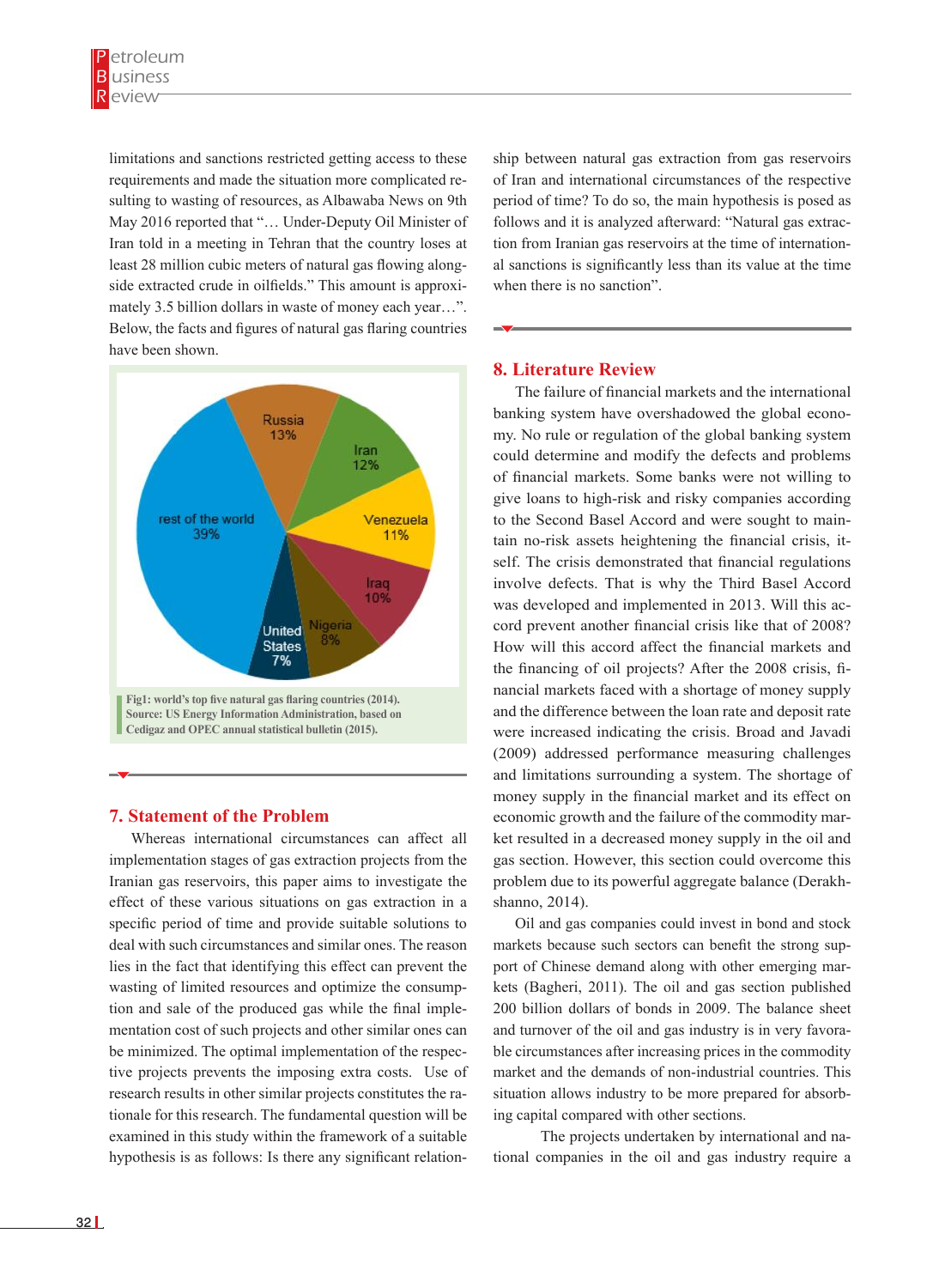limitations and sanctions restricted getting access to these requirements and made the situation more complicated resulting to wasting of resources, as Albawaba News on 9th May 2016 reported that "… Under-Deputy Oil Minister of Iran told in a meeting in Tehran that the country loses at least 28 million cubic meters of natural gas flowing alongside extracted crude in oilfields." This amount is approximately 3.5 billion dollars in waste of money each year…". Below, the facts and figures of natural gas flaring countries have been shown.

| Country | Share |
| --- | --- |
| Russia | 13% |
| Iran | 12% |
| Venezuela | 11% |
| Iraq | 10% |
| Nigeria | 8% |
| United States | 7% |
| rest of the world | 39% |

Fig1: world's top five natural gas flaring countries (2014). Source: US Energy Information Administration, based on Cedigaz and OPEC annual statistical bulletin (2015).

## 7. Statement of the Problem

Whereas international circumstances can affect all implementation stages of gas extraction projects from the Iranian gas reservoirs, this paper aims to investigate the effect of these various situations on gas extraction in a specific period of time and provide suitable solutions to deal with such circumstances and similar ones. The reason lies in the fact that identifying this effect can prevent the wasting of limited resources and optimize the consumption and sale of the produced gas while the final implementation cost of such projects and other similar ones can be minimized. The optimal implementation of the respective projects prevents the imposing extra costs. Use of research results in other similar projects constitutes the rationale for this research. The fundamental question will be examined in this study within the framework of a suitable hypothesis is as follows: Is there any significant relationship between natural gas extraction from gas reservoirs of Iran and international circumstances of the respective period of time? To do so, the main hypothesis is posed as follows and it is analyzed afterward: "Natural gas extraction from Iranian gas reservoirs at the time of international sanctions is significantly less than its value at the time when there is no sanction".

## 8. Literature Review

The failure of financial markets and the international banking system have overshadowed the global economy. No rule or regulation of the global banking system could determine and modify the defects and problems of financial markets. Some banks were not willing to give loans to high-risk and risky companies according to the Second Basel Accord and were sought to maintain no-risk assets heightening the financial crisis, itself. The crisis demonstrated that financial regulations involve defects. That is why the Third Basel Accord was developed and implemented in 2013. Will this accord prevent another financial crisis like that of 2008? How will this accord affect the financial markets and the financing of oil projects? After the 2008 crisis, financial markets faced with a shortage of money supply and the difference between the loan rate and deposit rate were increased indicating the crisis. Broad and Javadi (2009) addressed performance measuring challenges and limitations surrounding a system. The shortage of money supply in the financial market and its effect on economic growth and the failure of the commodity market resulted in a decreased money supply in the oil and gas section. However, this section could overcome this problem due to its powerful aggregate balance (Derakhshanno, 2014).

Oil and gas companies could invest in bond and stock markets because such sectors can benefit the strong support of Chinese demand along with other emerging markets (Bagheri, 2011). The oil and gas section published 200 billion dollars of bonds in 2009. The balance sheet and turnover of the oil and gas industry is in very favorable circumstances after increasing prices in the commodity market and the demands of non-industrial countries. This situation allows industry to be more prepared for absorbing capital compared with other sections.

The projects undertaken by international and national companies in the oil and gas industry require a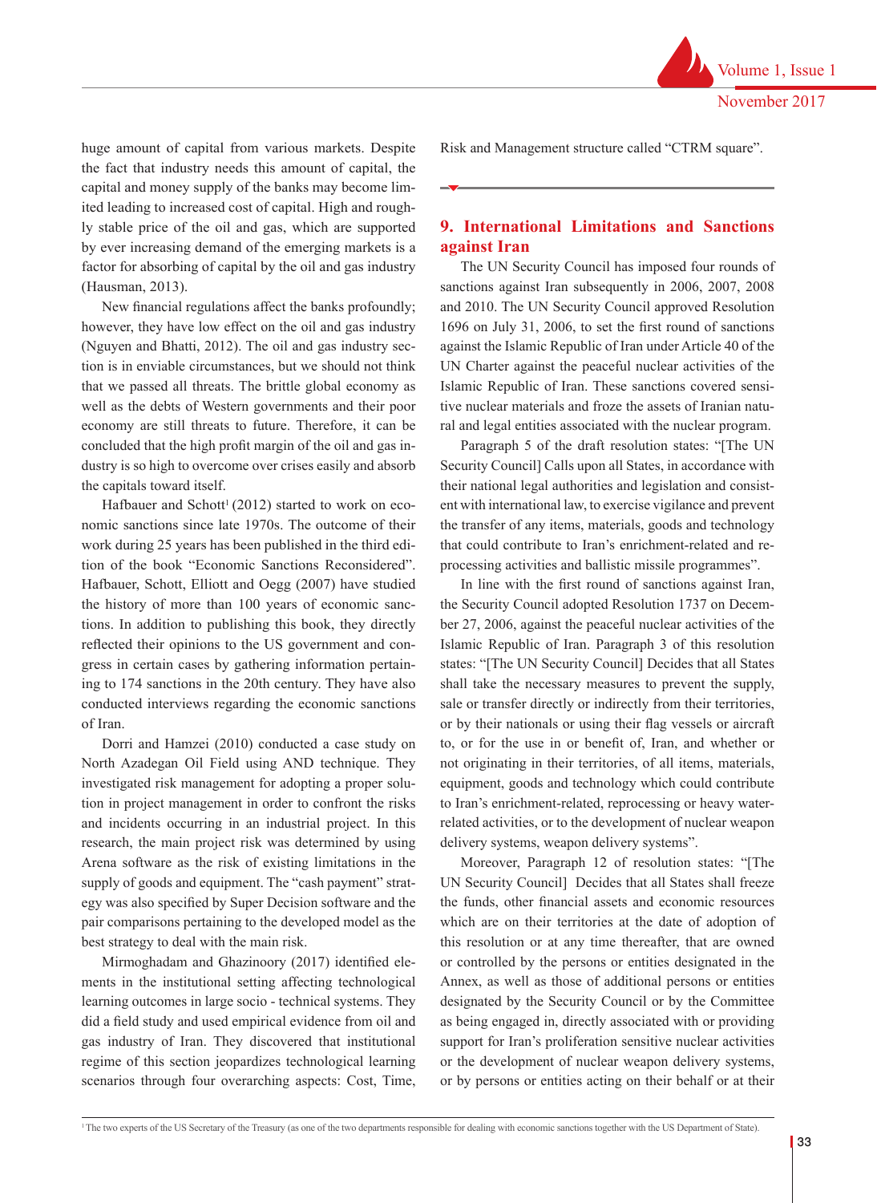huge amount of capital from various markets. Despite the fact that industry needs this amount of capital, the capital and money supply of the banks may become limited leading to increased cost of capital. High and roughly stable price of the oil and gas, which are supported by ever increasing demand of the emerging markets is a factor for absorbing of capital by the oil and gas industry (Hausman, 2013).

New financial regulations affect the banks profoundly; however, they have low effect on the oil and gas industry (Nguyen and Bhatti, 2012). The oil and gas industry section is in enviable circumstances, but we should not think that we passed all threats. The brittle global economy as well as the debts of Western governments and their poor economy are still threats to future. Therefore, it can be concluded that the high profit margin of the oil and gas industry is so high to overcome over crises easily and absorb the capitals toward itself.

Hafbauer and Schott[1] (2012) started to work on economic sanctions since late 1970s. The outcome of their work during 25 years has been published in the third edition of the book "Economic Sanctions Reconsidered". Hafbauer, Schott, Elliott and Oegg (2007) have studied the history of more than 100 years of economic sanctions. In addition to publishing this book, they directly reflected their opinions to the US government and congress in certain cases by gathering information pertaining to 174 sanctions in the 20th century. They have also conducted interviews regarding the economic sanctions of Iran.

Dorri and Hamzei (2010) conducted a case study on North Azadegan Oil Field using AND technique. They investigated risk management for adopting a proper solution in project management in order to confront the risks and incidents occurring in an industrial project. In this research, the main project risk was determined by using Arena software as the risk of existing limitations in the supply of goods and equipment. The "cash payment" strategy was also specified by Super Decision software and the pair comparisons pertaining to the developed model as the best strategy to deal with the main risk.

Mirmoghadam and Ghazinoory (2017) identified elements in the institutional setting affecting technological learning outcomes in large socio - technical systems. They did a field study and used empirical evidence from oil and gas industry of Iran. They discovered that institutional regime of this section jeopardizes technological learning scenarios through four overarching aspects: Cost, Time, Risk and Management structure called "CTRM square".

## 9. International Limitations and Sanctions against Iran

The UN Security Council has imposed four rounds of sanctions against Iran subsequently in 2006, 2007, 2008 and 2010. The UN Security Council approved Resolution 1696 on July 31, 2006, to set the first round of sanctions against the Islamic Republic of Iran under Article 40 of the UN Charter against the peaceful nuclear activities of the Islamic Republic of Iran. These sanctions covered sensitive nuclear materials and froze the assets of Iranian natural and legal entities associated with the nuclear program.

Paragraph 5 of the draft resolution states: "[The UN Security Council] Calls upon all States, in accordance with their national legal authorities and legislation and consistent with international law, to exercise vigilance and prevent the transfer of any items, materials, goods and technology that could contribute to Iran's enrichment-related and reprocessing activities and ballistic missile programmes".

In line with the first round of sanctions against Iran, the Security Council adopted Resolution 1737 on December 27, 2006, against the peaceful nuclear activities of the Islamic Republic of Iran. Paragraph 3 of this resolution states: "[The UN Security Council] Decides that all States shall take the necessary measures to prevent the supply, sale or transfer directly or indirectly from their territories, or by their nationals or using their flag vessels or aircraft to, or for the use in or benefit of, Iran, and whether or not originating in their territories, of all items, materials, equipment, goods and technology which could contribute to Iran's enrichment-related, reprocessing or heavy water-related activities, or to the development of nuclear weapon delivery systems, weapon delivery systems".

Moreover, Paragraph 12 of resolution states: "[The UN Security Council] Decides that all States shall freeze the funds, other financial assets and economic resources which are on their territories at the date of adoption of this resolution or at any time thereafter, that are owned or controlled by the persons or entities designated in the Annex, as well as those of additional persons or entities designated by the Security Council or by the Committee as being engaged in, directly associated with or providing support for Iran's proliferation sensitive nuclear activities or the development of nuclear weapon delivery systems, or by persons or entities acting on their behalf or at their

---

[1] The two experts of the US Secretary of the Treasury (as one of the two departments responsible for dealing with economic sanctions together with the US Department of State).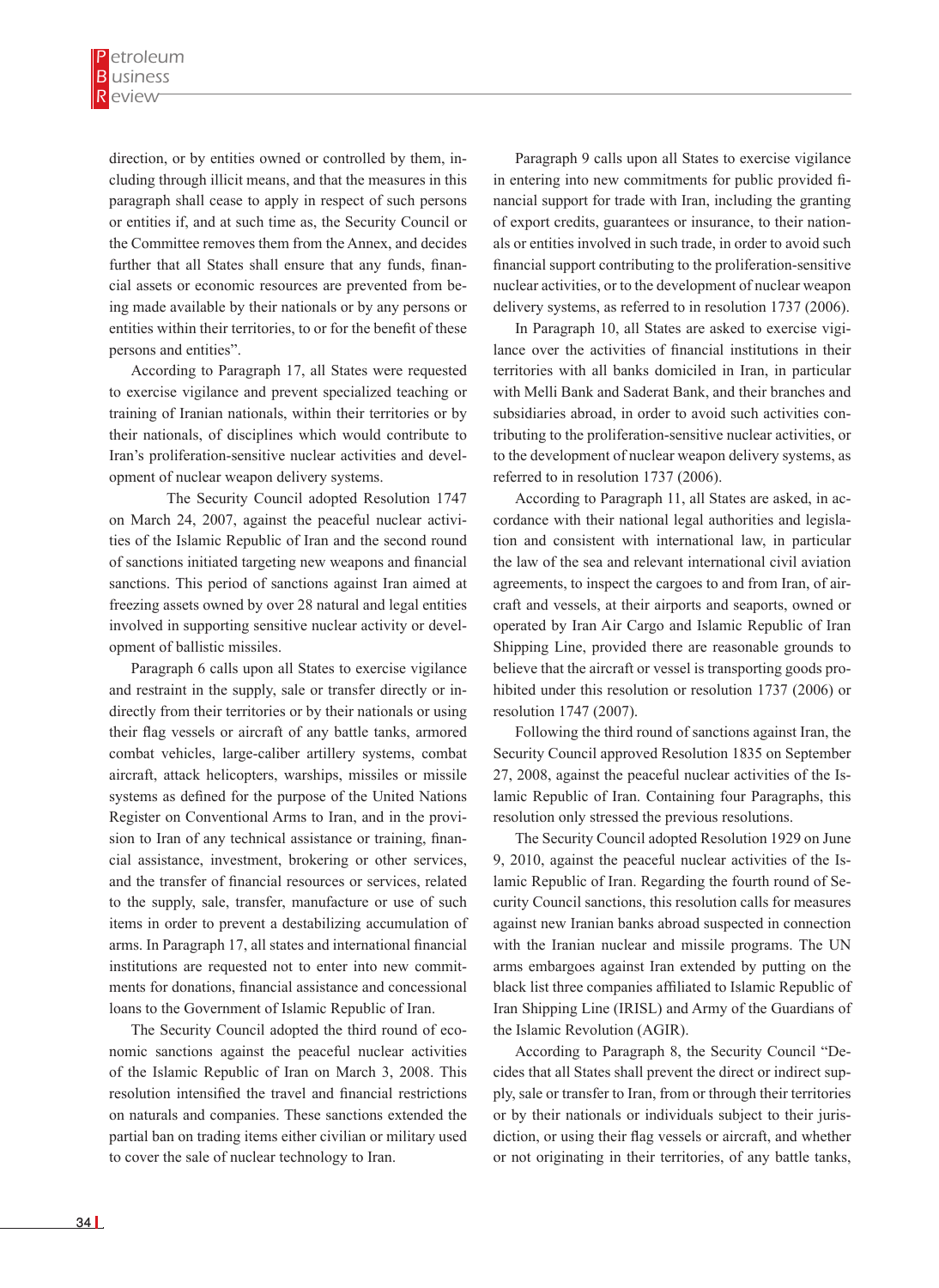direction, or by entities owned or controlled by them, including through illicit means, and that the measures in this paragraph shall cease to apply in respect of such persons or entities if, and at such time as, the Security Council or the Committee removes them from the Annex, and decides further that all States shall ensure that any funds, financial assets or economic resources are prevented from being made available by their nationals or by any persons or entities within their territories, to or for the benefit of these persons and entities".

According to Paragraph 17, all States were requested to exercise vigilance and prevent specialized teaching or training of Iranian nationals, within their territories or by their nationals, of disciplines which would contribute to Iran's proliferation-sensitive nuclear activities and development of nuclear weapon delivery systems.

The Security Council adopted Resolution 1747 on March 24, 2007, against the peaceful nuclear activities of the Islamic Republic of Iran and the second round of sanctions initiated targeting new weapons and financial sanctions. This period of sanctions against Iran aimed at freezing assets owned by over 28 natural and legal entities involved in supporting sensitive nuclear activity or development of ballistic missiles.

Paragraph 6 calls upon all States to exercise vigilance and restraint in the supply, sale or transfer directly or indirectly from their territories or by their nationals or using their flag vessels or aircraft of any battle tanks, armored combat vehicles, large-caliber artillery systems, combat aircraft, attack helicopters, warships, missiles or missile systems as defined for the purpose of the United Nations Register on Conventional Arms to Iran, and in the provision to Iran of any technical assistance or training, financial assistance, investment, brokering or other services, and the transfer of financial resources or services, related to the supply, sale, transfer, manufacture or use of such items in order to prevent a destabilizing accumulation of arms. In Paragraph 17, all states and international financial institutions are requested not to enter into new commitments for donations, financial assistance and concessional loans to the Government of Islamic Republic of Iran.

The Security Council adopted the third round of economic sanctions against the peaceful nuclear activities of the Islamic Republic of Iran on March 3, 2008. This resolution intensified the travel and financial restrictions on naturals and companies. These sanctions extended the partial ban on trading items either civilian or military used to cover the sale of nuclear technology to Iran.

Paragraph 9 calls upon all States to exercise vigilance in entering into new commitments for public provided financial support for trade with Iran, including the granting of export credits, guarantees or insurance, to their nationals or entities involved in such trade, in order to avoid such financial support contributing to the proliferation-sensitive nuclear activities, or to the development of nuclear weapon delivery systems, as referred to in resolution 1737 (2006).

In Paragraph 10, all States are asked to exercise vigilance over the activities of financial institutions in their territories with all banks domiciled in Iran, in particular with Melli Bank and Saderat Bank, and their branches and subsidiaries abroad, in order to avoid such activities contributing to the proliferation-sensitive nuclear activities, or to the development of nuclear weapon delivery systems, as referred to in resolution 1737 (2006).

According to Paragraph 11, all States are asked, in accordance with their national legal authorities and legislation and consistent with international law, in particular the law of the sea and relevant international civil aviation agreements, to inspect the cargoes to and from Iran, of aircraft and vessels, at their airports and seaports, owned or operated by Iran Air Cargo and Islamic Republic of Iran Shipping Line, provided there are reasonable grounds to believe that the aircraft or vessel is transporting goods prohibited under this resolution or resolution 1737 (2006) or resolution 1747 (2007).

Following the third round of sanctions against Iran, the Security Council approved Resolution 1835 on September 27, 2008, against the peaceful nuclear activities of the Islamic Republic of Iran. Containing four Paragraphs, this resolution only stressed the previous resolutions.

The Security Council adopted Resolution 1929 on June 9, 2010, against the peaceful nuclear activities of the Islamic Republic of Iran. Regarding the fourth round of Security Council sanctions, this resolution calls for measures against new Iranian banks abroad suspected in connection with the Iranian nuclear and missile programs. The UN arms embargoes against Iran extended by putting on the black list three companies affiliated to Islamic Republic of Iran Shipping Line (IRISL) and Army of the Guardians of the Islamic Revolution (AGIR).

According to Paragraph 8, the Security Council "Decides that all States shall prevent the direct or indirect supply, sale or transfer to Iran, from or through their territories or by their nationals or individuals subject to their jurisdiction, or using their flag vessels or aircraft, and whether or not originating in their territories, of any battle tanks,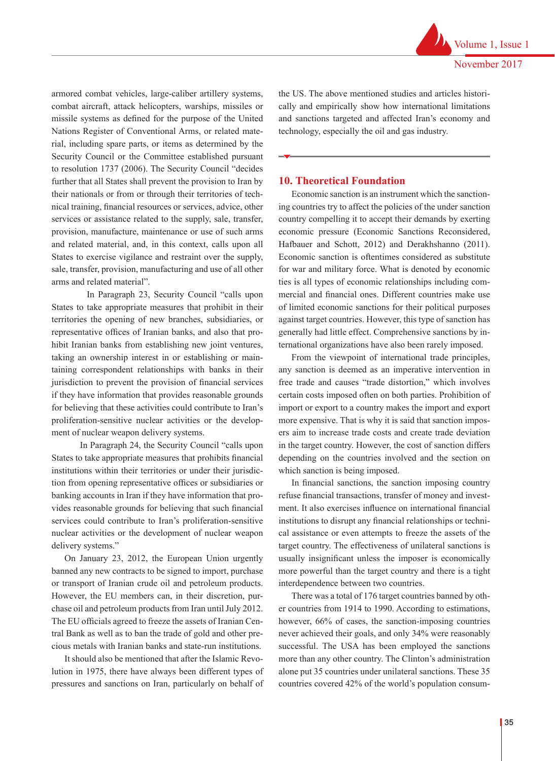armored combat vehicles, large-caliber artillery systems, combat aircraft, attack helicopters, warships, missiles or missile systems as defined for the purpose of the United Nations Register of Conventional Arms, or related material, including spare parts, or items as determined by the Security Council or the Committee established pursuant to resolution 1737 (2006). The Security Council "decides further that all States shall prevent the provision to Iran by their nationals or from or through their territories of technical training, financial resources or services, advice, other services or assistance related to the supply, sale, transfer, provision, manufacture, maintenance or use of such arms and related material, and, in this context, calls upon all States to exercise vigilance and restraint over the supply, sale, transfer, provision, manufacturing and use of all other arms and related material".

In Paragraph 23, Security Council "calls upon States to take appropriate measures that prohibit in their territories the opening of new branches, subsidiaries, or representative offices of Iranian banks, and also that prohibit Iranian banks from establishing new joint ventures, taking an ownership interest in or establishing or maintaining correspondent relationships with banks in their jurisdiction to prevent the provision of financial services if they have information that provides reasonable grounds for believing that these activities could contribute to Iran's proliferation-sensitive nuclear activities or the development of nuclear weapon delivery systems.

In Paragraph 24, the Security Council "calls upon States to take appropriate measures that prohibits financial institutions within their territories or under their jurisdiction from opening representative offices or subsidiaries or banking accounts in Iran if they have information that provides reasonable grounds for believing that such financial services could contribute to Iran's proliferation-sensitive nuclear activities or the development of nuclear weapon delivery systems."

On January 23, 2012, the European Union urgently banned any new contracts to be signed to import, purchase or transport of Iranian crude oil and petroleum products. However, the EU members can, in their discretion, purchase oil and petroleum products from Iran until July 2012. The EU officials agreed to freeze the assets of Iranian Central Bank as well as to ban the trade of gold and other precious metals with Iranian banks and state-run institutions.

It should also be mentioned that after the Islamic Revolution in 1975, there have always been different types of pressures and sanctions on Iran, particularly on behalf of the US. The above mentioned studies and articles historically and empirically show how international limitations and sanctions targeted and affected Iran's economy and technology, especially the oil and gas industry.

## 10. Theoretical Foundation

Economic sanction is an instrument which the sanctioning countries try to affect the policies of the under sanction country compelling it to accept their demands by exerting economic pressure (Economic Sanctions Reconsidered, Hafbauer and Schott, 2012) and Derakhshanno (2011). Economic sanction is oftentimes considered as substitute for war and military force. What is denoted by economic ties is all types of economic relationships including commercial and financial ones. Different countries make use of limited economic sanctions for their political purposes against target countries. However, this type of sanction has generally had little effect. Comprehensive sanctions by international organizations have also been rarely imposed.

From the viewpoint of international trade principles, any sanction is deemed as an imperative intervention in free trade and causes "trade distortion," which involves certain costs imposed often on both parties. Prohibition of import or export to a country makes the import and export more expensive. That is why it is said that sanction imposers aim to increase trade costs and create trade deviation in the target country. However, the cost of sanction differs depending on the countries involved and the section on which sanction is being imposed.

In financial sanctions, the sanction imposing country refuse financial transactions, transfer of money and investment. It also exercises influence on international financial institutions to disrupt any financial relationships or technical assistance or even attempts to freeze the assets of the target country. The effectiveness of unilateral sanctions is usually insignificant unless the imposer is economically more powerful than the target country and there is a tight interdependence between two countries.

There was a total of 176 target countries banned by other countries from 1914 to 1990. According to estimations, however, 66% of cases, the sanction-imposing countries never achieved their goals, and only 34% were reasonably successful. The USA has been employed the sanctions more than any other country. The Clinton's administration alone put 35 countries under unilateral sanctions. These 35 countries covered 42% of the world's population consum-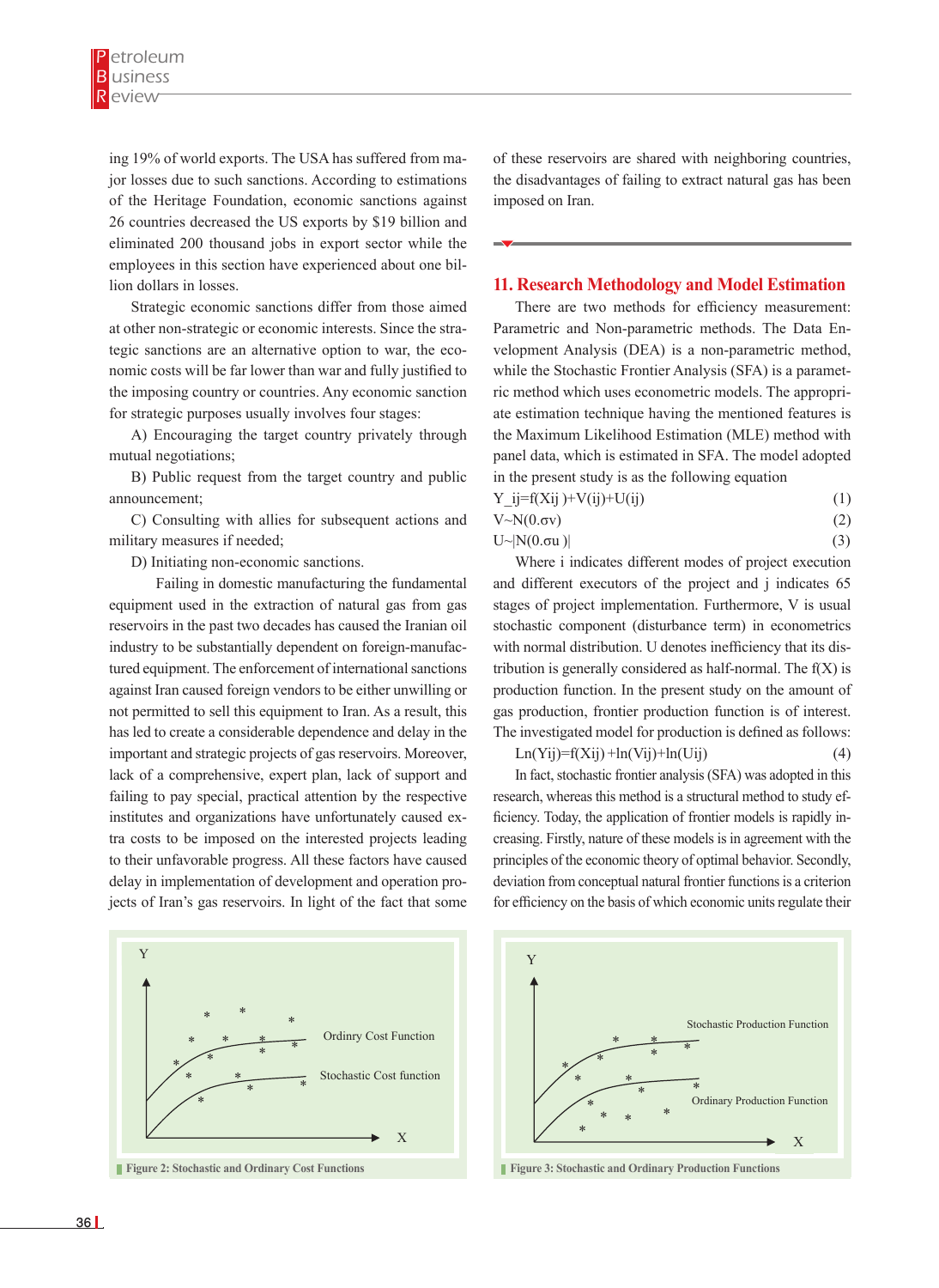ing 19% of world exports. The USA has suffered from major losses due to such sanctions. According to estimations of the Heritage Foundation, economic sanctions against 26 countries decreased the US exports by $19 billion and eliminated 200 thousand jobs in export sector while the employees in this section have experienced about one billion dollars in losses.

Strategic economic sanctions differ from those aimed at other non-strategic or economic interests. Since the strategic sanctions are an alternative option to war, the economic costs will be far lower than war and fully justified to the imposing country or countries. Any economic sanction for strategic purposes usually involves four stages:

A) Encouraging the target country privately through mutual negotiations;

B) Public request from the target country and public announcement;

C) Consulting with allies for subsequent actions and military measures if needed;

D) Initiating non-economic sanctions.

Failing in domestic manufacturing the fundamental equipment used in the extraction of natural gas from gas reservoirs in the past two decades has caused the Iranian oil industry to be substantially dependent on foreign-manufactured equipment. The enforcement of international sanctions against Iran caused foreign vendors to be either unwilling or not permitted to sell this equipment to Iran. As a result, this has led to create a considerable dependence and delay in the important and strategic projects of gas reservoirs. Moreover, lack of a comprehensive, expert plan, lack of support and failing to pay special, practical attention by the respective institutes and organizations have unfortunately caused extra costs to be imposed on the interested projects leading to their unfavorable progress. All these factors have caused delay in implementation of development and operation projects of Iran's gas reservoirs. In light of the fact that some of these reservoirs are shared with neighboring countries, the disadvantages of failing to extract natural gas has been imposed on Iran.

## 11. Research Methodology and Model Estimation

There are two methods for efficiency measurement: Parametric and Non-parametric methods. The Data Envelopment Analysis (DEA) is a non-parametric method, while the Stochastic Frontier Analysis (SFA) is a parametric method which uses econometric models. The appropriate estimation technique having the mentioned features is the Maximum Likelihood Estimation (MLE) method with panel data, which is estimated in SFA. The model adopted in the present study is as the following equation

$$Y_{ij}=f(X_{ij})+V(ij)+U(ij) \quad (1)$$

$$V \sim N(0.\sigma v) \quad (2)$$

$$U \sim |N(0.\sigma u)| \quad (3)$$

Where i indicates different modes of project execution and different executors of the project and j indicates 65 stages of project implementation. Furthermore, V is usual stochastic component (disturbance term) in econometrics with normal distribution. U denotes inefficiency that its distribution is generally considered as half-normal. The f(X) is production function. In the present study on the amount of gas production, frontier production function is of interest. The investigated model for production is defined as follows:

$$\mathrm{Ln}(Y_{ij})=f(X_{ij})+\ln(V_{ij})+\ln(U_{ij}) \quad (4)$$

In fact, stochastic frontier analysis (SFA) was adopted in this research, whereas this method is a structural method to study efficiency. Today, the application of frontier models is rapidly increasing. Firstly, nature of these models is in agreement with the principles of the economic theory of optimal behavior. Secondly, deviation from conceptual natural frontier functions is a criterion for efficiency on the basis of which economic units regulate their

Figure 2: Stochastic and Ordinary Cost Functions

Figure 3: Stochastic and Ordinary Production Functions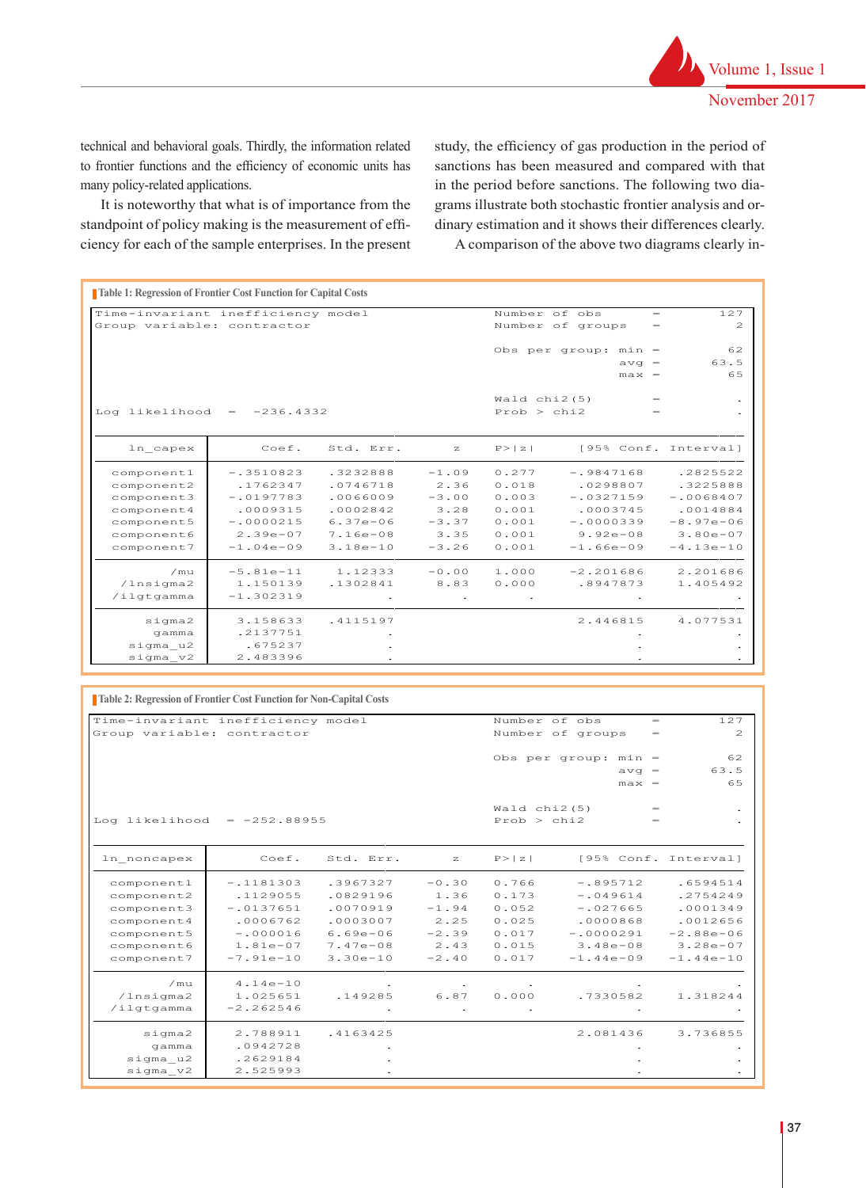technical and behavioral goals. Thirdly, the information related to frontier functions and the efficiency of economic units has many policy-related applications.

It is noteworthy that what is of importance from the standpoint of policy making is the measurement of efficiency for each of the sample enterprises. In the present study, the efficiency of gas production in the period of sanctions has been measured and compared with that in the period before sanctions. The following two diagrams illustrate both stochastic frontier analysis and ordinary estimation and it shows their differences clearly.

A comparison of the above two diagrams clearly in-

**Table 1: Regression of Frontier Cost Function for Capital Costs**

```
Time-invariant inefficiency model               Number of obs      =       127
Group variable: contractor                      Number of groups   =         2

                                                Obs per group: min =        62
                                                               avg =      63.5
                                                               max =        65

                                                Wald chi2(5)       =         .
Log likelihood  =  -236.4332                    Prob > chi2        =         .
```

| ln_capex | Coef. | Std. Err. | z | P>\|z\| | [95% Conf. | Interval] |
|---|---|---|---|---|---|---|
| component1 | -.3510823 | .3232888 | -1.09 | 0.277 | -.9847168 | .2825522 |
| component2 | .1762347 | .0746718 | 2.36 | 0.018 | .0298807 | .3225888 |
| component3 | -.0197783 | .0066009 | -3.00 | 0.003 | -.0327159 | -.0068407 |
| component4 | .0009315 | .0002842 | 3.28 | 0.001 | .0003745 | .0014884 |
| component5 | -.0000215 | 6.37e-06 | -3.37 | 0.001 | -.0000339 | -8.97e-06 |
| component6 | 2.39e-07 | 7.16e-08 | 3.35 | 0.001 | 9.92e-08 | 3.80e-07 |
| component7 | -1.04e-09 | 3.18e-10 | -3.26 | 0.001 | -1.66e-09 | -4.13e-10 |
| /mu | -5.81e-11 | 1.12333 | -0.00 | 1.000 | -2.201686 | 2.201686 |
| /lnsigma2 | 1.150139 | .1302841 | 8.83 | 0.000 | .8947873 | 1.405492 |
| /ilgtgamma | -1.302319 | . | . | . | . | . |
| sigma2 | 3.158633 | .4115197 | | | 2.446815 | 4.077531 |
| gamma | .2137751 | . | | | . | . |
| sigma_u2 | .675237 | . | | | . | . |
| sigma_v2 | 2.483396 | . | | | . | . |

**Table 2: Regression of Frontier Cost Function for Non-Capital Costs**

```
Time-invariant inefficiency model               Number of obs      =       127
Group variable: contractor                      Number of groups   =         2

                                                Obs per group: min =        62
                                                               avg =      63.5
                                                               max =        65

                                                Wald chi2(5)       =         .
Log likelihood  = -252.88955                    Prob > chi2        =         .
```

| ln_noncapex | Coef. | Std. Err. | z | P>\|z\| | [95% Conf. | Interval] |
|---|---|---|---|---|---|---|
| component1 | -.1181303 | .3967327 | -0.30 | 0.766 | -.895712 | .6594514 |
| component2 | .1129055 | .0829196 | 1.36 | 0.173 | -.049614 | .2754249 |
| component3 | -.0137651 | .0070919 | -1.94 | 0.052 | -.027665 | .0001349 |
| component4 | .0006762 | .0003007 | 2.25 | 0.025 | .0000868 | .0012656 |
| component5 | -.000016 | 6.69e-06 | -2.39 | 0.017 | -.0000291 | -2.88e-06 |
| component6 | 1.81e-07 | 7.47e-08 | 2.43 | 0.015 | 3.48e-08 | 3.28e-07 |
| component7 | -7.91e-10 | 3.30e-10 | -2.40 | 0.017 | -1.44e-09 | -1.44e-10 |
| /mu | 4.14e-10 | . | . | . | . | . |
| /lnsigma2 | 1.025651 | .149285 | 6.87 | 0.000 | .7330582 | 1.318244 |
| /ilgtgamma | -2.262546 | . | . | . | . | . |
| sigma2 | 2.788911 | .4163425 | | | 2.081436 | 3.736855 |
| gamma | .0942728 | . | | | . | . |
| sigma_u2 | .2629184 | . | | | . | . |
| sigma_v2 | 2.525993 | . | | | . | . |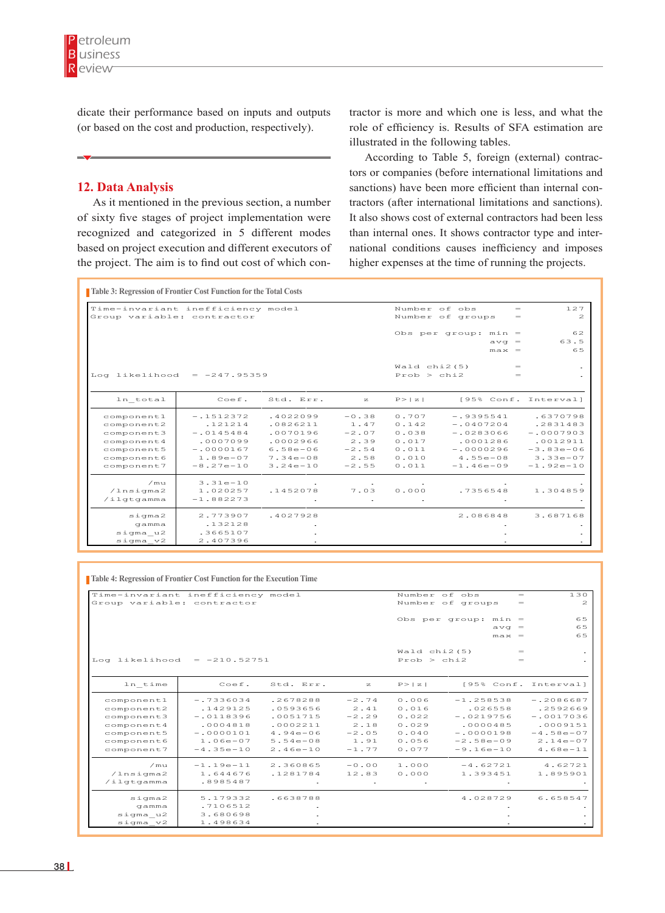dicate their performance based on inputs and outputs (or based on the cost and production, respectively).

## 12. Data Analysis

As it mentioned in the previous section, a number of sixty five stages of project implementation were recognized and categorized in 5 different modes based on project execution and different executors of the project. The aim is to find out cost of which contractor is more and which one is less, and what the role of efficiency is. Results of SFA estimation are illustrated in the following tables.

According to Table 5, foreign (external) contractors or companies (before international limitations and sanctions) have been more efficient than internal contractors (after international limitations and sanctions). It also shows cost of external contractors had been less than internal ones. It shows contractor type and international conditions causes inefficiency and imposes higher expenses at the time of running the projects.

**Table 3: Regression of Frontier Cost Function for the Total Costs**

```
Time-invariant inefficiency model               Number of obs      =       127
Group variable: contractor                      Number of groups   =         2

                                                Obs per group: min =        62
                                                               avg =      63.5
                                                               max =        65

                                                Wald chi2(5)       =         .
Log likelihood  = -247.95359                    Prob > chi2        =         .
```

| ln_total | Coef. | Std. Err. | z | P>\|z\| | [95% Conf. | Interval] |
|---|---|---|---|---|---|---|
| component1 | -.1512372 | .4022099 | -0.38 | 0.707 | -.9395541 | .6370798 |
| component2 | .121214 | .0826211 | 1.47 | 0.142 | -.0407204 | .2831483 |
| component3 | -.0145484 | .0070196 | -2.07 | 0.038 | -.0283066 | -.0007903 |
| component4 | .0007099 | .0002966 | 2.39 | 0.017 | .0001286 | .0012911 |
| component5 | -.0000167 | 6.58e-06 | -2.54 | 0.011 | -.0000296 | -3.83e-06 |
| component6 | 1.89e-07 | 7.34e-08 | 2.58 | 0.010 | 4.55e-08 | 3.33e-07 |
| component7 | -8.27e-10 | 3.24e-10 | -2.55 | 0.011 | -1.46e-09 | -1.92e-10 |
| /mu | 3.31e-10 | . | . | . | . | . |
| /lnsigma2 | 1.020257 | .1452078 | 7.03 | 0.000 | .7356548 | 1.304859 |
| /ilgtgamma | -1.882273 | . | . | . | . | . |
| sigma2 | 2.773907 | .4027928 | | | 2.086848 | 3.687168 |
| gamma | .132128 | . | | | . | . |
| sigma_u2 | .3665107 | . | | | . | . |
| sigma_v2 | 2.407396 | . | | | . | . |

**Table 4: Regression of Frontier Cost Function for the Execution Time**

```
Time-invariant inefficiency model               Number of obs      =       130
Group variable: contractor                      Number of groups   =         2

                                                Obs per group: min =        65
                                                               avg =        65
                                                               max =        65

                                                Wald chi2(5)       =         .
Log likelihood  = -210.52751                    Prob > chi2        =         .
```

| ln_time | Coef. | Std. Err. | z | P>\|z\| | [95% Conf. | Interval] |
|---|---|---|---|---|---|---|
| component1 | -.7336034 | .2678288 | -2.74 | 0.006 | -1.258538 | -.2086687 |
| component2 | .1429125 | .0593656 | 2.41 | 0.016 | .026558 | .2592669 |
| component3 | -.0118396 | .0051715 | -2.29 | 0.022 | -.0219756 | -.0017036 |
| component4 | .0004818 | .0002211 | 2.18 | 0.029 | .0000485 | .0009151 |
| component5 | -.0000101 | 4.94e-06 | -2.05 | 0.040 | -.0000198 | -4.58e-07 |
| component6 | 1.06e-07 | 5.54e-08 | 1.91 | 0.056 | -2.58e-09 | 2.14e-07 |
| component7 | -4.35e-10 | 2.46e-10 | -1.77 | 0.077 | -9.16e-10 | 4.68e-11 |
| /mu | -1.19e-11 | 2.360865 | -0.00 | 1.000 | -4.62721 | 4.62721 |
| /lnsigma2 | 1.644676 | .1281784 | 12.83 | 0.000 | 1.393451 | 1.895901 |
| /ilgtgamma | .8985487 | . | . | . | . | . |
| sigma2 | 5.179332 | .6638788 | | | 4.028729 | 6.658547 |
| gamma | .7106512 | . | | | . | . |
| sigma_u2 | 3.680698 | . | | | . | . |
| sigma_v2 | 1.498634 | . | | | . | . |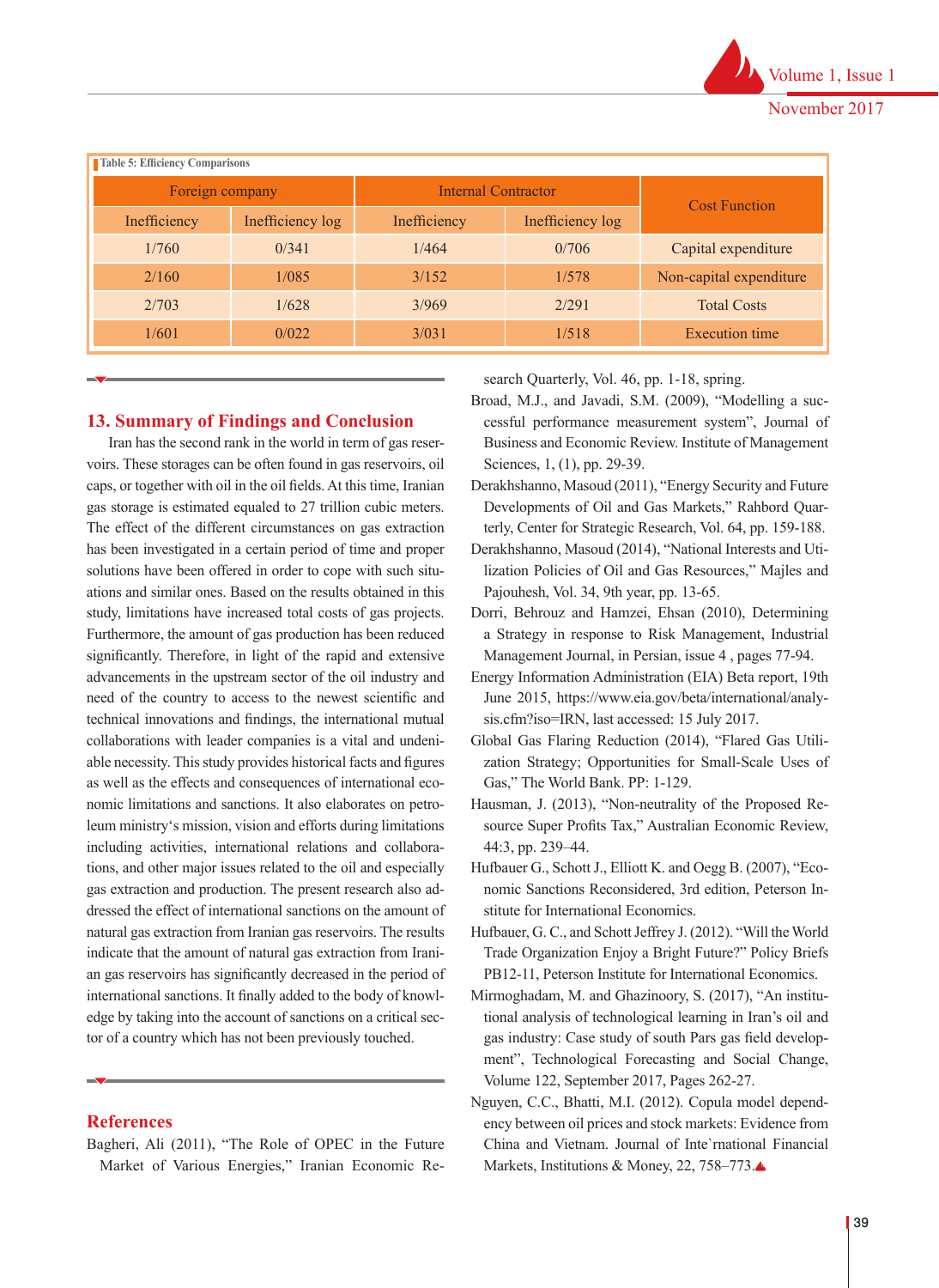Table 5: Efficiency Comparisons

| Foreign company | | Internal Contractor | | Cost Function |
|---|---|---|---|---|
| Inefficiency | Inefficiency log | Inefficiency | Inefficiency log | |
| 1/760 | 0/341 | 1/464 | 0/706 | Capital expenditure |
| 2/160 | 1/085 | 3/152 | 1/578 | Non-capital expenditure |
| 2/703 | 1/628 | 3/969 | 2/291 | Total Costs |
| 1/601 | 0/022 | 3/031 | 1/518 | Execution time |

## 13. Summary of Findings and Conclusion

Iran has the second rank in the world in term of gas reservoirs. These storages can be often found in gas reservoirs, oil caps, or together with oil in the oil fields. At this time, Iranian gas storage is estimated equaled to 27 trillion cubic meters. The effect of the different circumstances on gas extraction has been investigated in a certain period of time and proper solutions have been offered in order to cope with such situations and similar ones. Based on the results obtained in this study, limitations have increased total costs of gas projects. Furthermore, the amount of gas production has been reduced significantly. Therefore, in light of the rapid and extensive advancements in the upstream sector of the oil industry and need of the country to access to the newest scientific and technical innovations and findings, the international mutual collaborations with leader companies is a vital and undeniable necessity. This study provides historical facts and figures as well as the effects and consequences of international economic limitations and sanctions. It also elaborates on petroleum ministry's mission, vision and efforts during limitations including activities, international relations and collaborations, and other major issues related to the oil and especially gas extraction and production. The present research also addressed the effect of international sanctions on the amount of natural gas extraction from Iranian gas reservoirs. The results indicate that the amount of natural gas extraction from Iranian gas reservoirs has significantly decreased in the period of international sanctions. It finally added to the body of knowledge by taking into the account of sanctions on a critical sector of a country which has not been previously touched.

## References

Bagheri, Ali (2011), "The Role of OPEC in the Future Market of Various Energies," Iranian Economic Research Quarterly, Vol. 46, pp. 1-18, spring.

Broad, M.J., and Javadi, S.M. (2009), "Modelling a successful performance measurement system", Journal of Business and Economic Review. Institute of Management Sciences, 1, (1), pp. 29-39.

Derakhshanno, Masoud (2011), "Energy Security and Future Developments of Oil and Gas Markets," Rahbord Quarterly, Center for Strategic Research, Vol. 64, pp. 159-188.

Derakhshanno, Masoud (2014), "National Interests and Utilization Policies of Oil and Gas Resources," Majles and Pajouhesh, Vol. 34, 9th year, pp. 13-65.

Dorri, Behrouz and Hamzei, Ehsan (2010), Determining a Strategy in response to Risk Management, Industrial Management Journal, in Persian, issue 4 , pages 77-94.

Energy Information Administration (EIA) Beta report, 19th June 2015, https://www.eia.gov/beta/international/analysis.cfm?iso=IRN, last accessed: 15 July 2017.

Global Gas Flaring Reduction (2014), "Flared Gas Utilization Strategy; Opportunities for Small-Scale Uses of Gas," The World Bank. PP: 1-129.

Hausman, J. (2013), "Non-neutrality of the Proposed Resource Super Profits Tax," Australian Economic Review, 44:3, pp. 239–44.

Hufbauer G., Schott J., Elliott K. and Oegg B. (2007), "Economic Sanctions Reconsidered, 3rd edition, Peterson Institute for International Economics.

Hufbauer, G. C., and Schott Jeffrey J. (2012). "Will the World Trade Organization Enjoy a Bright Future?" Policy Briefs PB12-11, Peterson Institute for International Economics.

Mirmoghadam, M. and Ghazinoory, S. (2017), "An institutional analysis of technological learning in Iran's oil and gas industry: Case study of south Pars gas field development", Technological Forecasting and Social Change, Volume 122, September 2017, Pages 262-27.

Nguyen, C.C., Bhatti, M.I. (2012). Copula model dependency between oil prices and stock markets: Evidence from China and Vietnam. Journal of Inte`rnational Financial Markets, Institutions & Money, 22, 758–773.